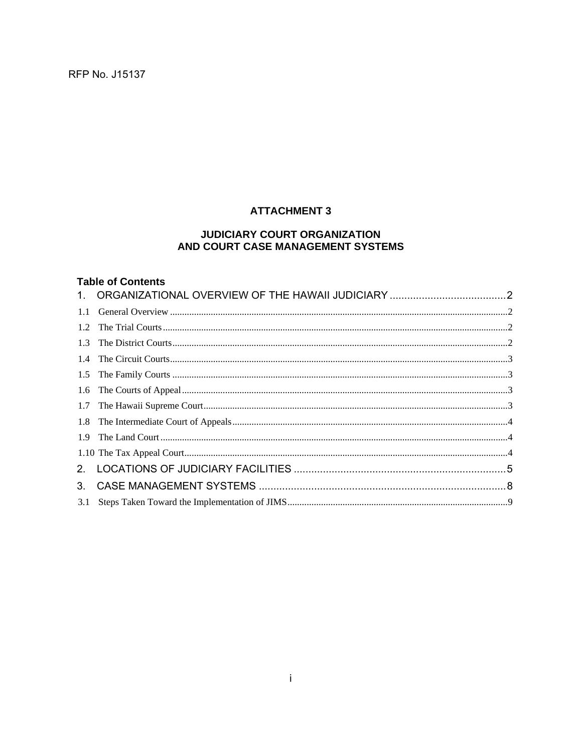RFP No. J15137

# ATTACHMENT 3

## JUDICIARY COURT ORGANIZATION AND COURT CASE MANAGEMENT SYSTEMS

### Table of Contents

1. ORGANIZATIONAL OVERVIEW OF THE HAWAII JUDICIARY .......... 2
   - 1.1 General Overview .......... 2
   - 1.2 The Trial Courts .......... 2
   - 1.3 The District Courts .......... 2
   - 1.4 The Circuit Courts .......... 3
   - 1.5 The Family Courts .......... 3
   - 1.6 The Courts of Appeal .......... 3
   - 1.7 The Hawaii Supreme Court .......... 3
   - 1.8 The Intermediate Court of Appeals .......... 4
   - 1.9 The Land Court .......... 4
   - 1.10 The Tax Appeal Court .......... 4
2. LOCATIONS OF JUDICIARY FACILITIES .......... 5
3. CASE MANAGEMENT SYSTEMS .......... 8
   - 3.1 Steps Taken Toward the Implementation of JIMS .......... 9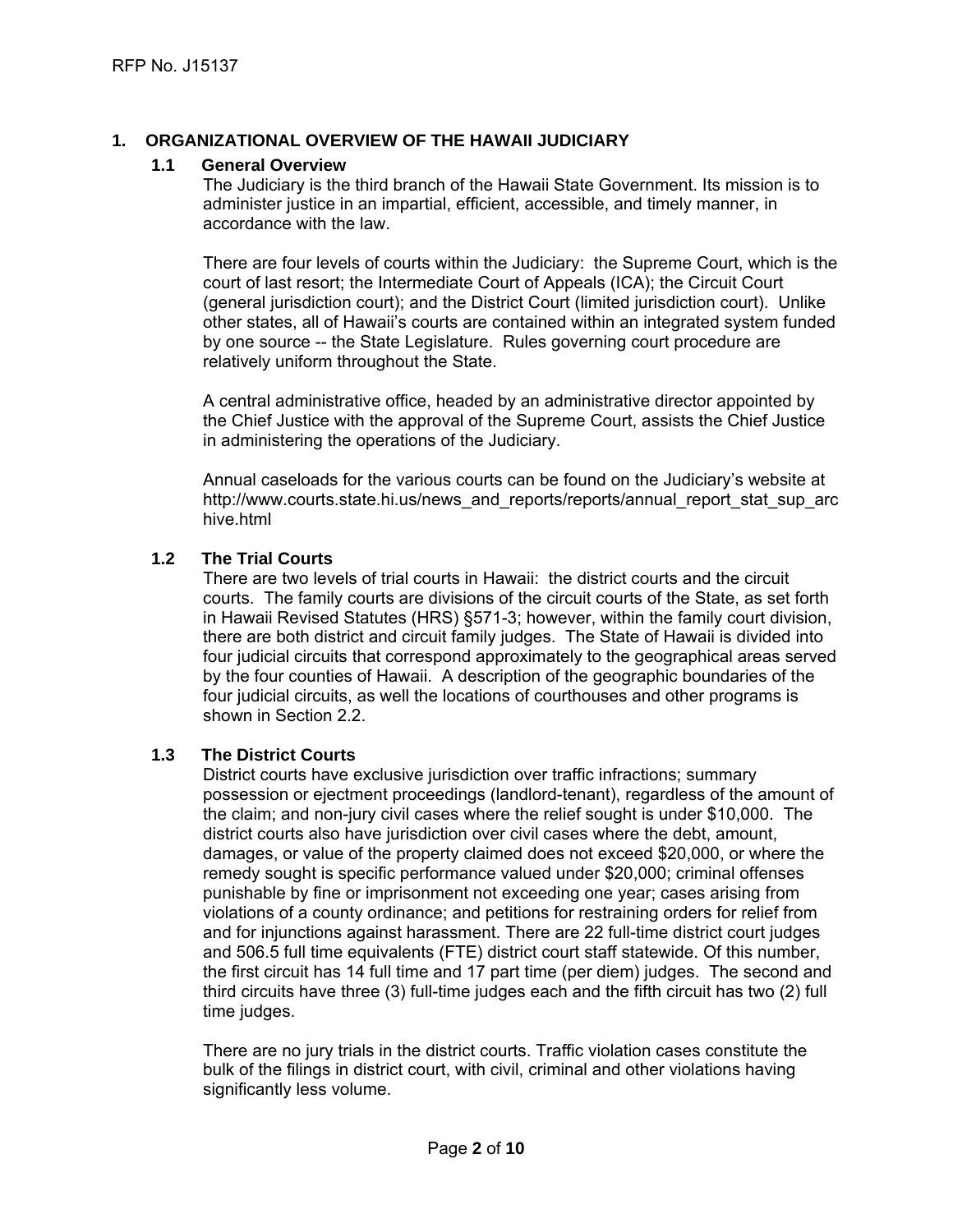## 1. ORGANIZATIONAL OVERVIEW OF THE HAWAII JUDICIARY

### 1.1 General Overview

The Judiciary is the third branch of the Hawaii State Government. Its mission is to administer justice in an impartial, efficient, accessible, and timely manner, in accordance with the law.

There are four levels of courts within the Judiciary: the Supreme Court, which is the court of last resort; the Intermediate Court of Appeals (ICA); the Circuit Court (general jurisdiction court); and the District Court (limited jurisdiction court). Unlike other states, all of Hawaii's courts are contained within an integrated system funded by one source -- the State Legislature. Rules governing court procedure are relatively uniform throughout the State.

A central administrative office, headed by an administrative director appointed by the Chief Justice with the approval of the Supreme Court, assists the Chief Justice in administering the operations of the Judiciary.

Annual caseloads for the various courts can be found on the Judiciary's website at http://www.courts.state.hi.us/news_and_reports/reports/annual_report_stat_sup_archive.html

### 1.2 The Trial Courts

There are two levels of trial courts in Hawaii: the district courts and the circuit courts. The family courts are divisions of the circuit courts of the State, as set forth in Hawaii Revised Statutes (HRS) §571-3; however, within the family court division, there are both district and circuit family judges. The State of Hawaii is divided into four judicial circuits that correspond approximately to the geographical areas served by the four counties of Hawaii. A description of the geographic boundaries of the four judicial circuits, as well the locations of courthouses and other programs is shown in Section 2.2.

### 1.3 The District Courts

District courts have exclusive jurisdiction over traffic infractions; summary possession or ejectment proceedings (landlord-tenant), regardless of the amount of the claim; and non-jury civil cases where the relief sought is under $10,000. The district courts also have jurisdiction over civil cases where the debt, amount, damages, or value of the property claimed does not exceed $20,000, or where the remedy sought is specific performance valued under $20,000; criminal offenses punishable by fine or imprisonment not exceeding one year; cases arising from violations of a county ordinance; and petitions for restraining orders for relief from and for injunctions against harassment. There are 22 full-time district court judges and 506.5 full time equivalents (FTE) district court staff statewide. Of this number, the first circuit has 14 full time and 17 part time (per diem) judges. The second and third circuits have three (3) full-time judges each and the fifth circuit has two (2) full time judges.

There are no jury trials in the district courts. Traffic violation cases constitute the bulk of the filings in district court, with civil, criminal and other violations having significantly less volume.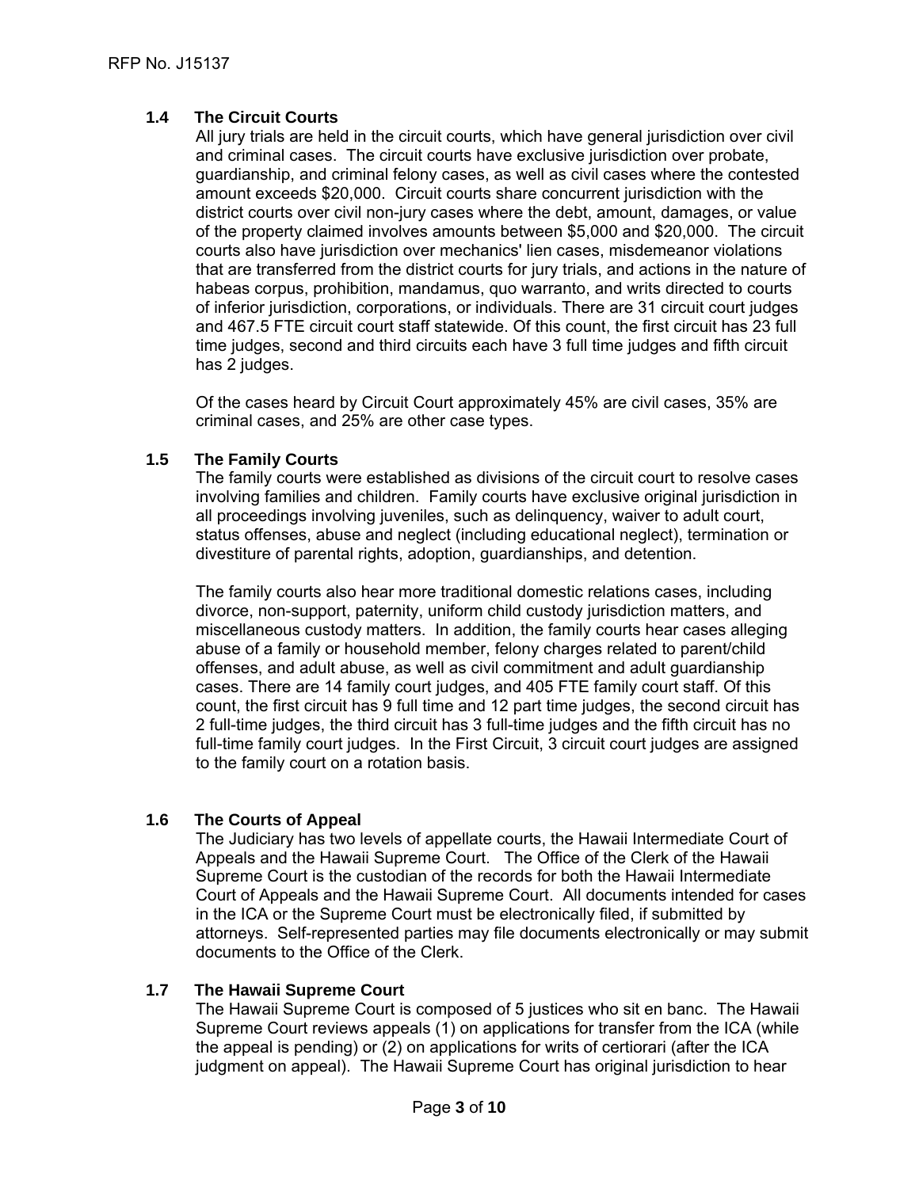### 1.4 The Circuit Courts

All jury trials are held in the circuit courts, which have general jurisdiction over civil and criminal cases. The circuit courts have exclusive jurisdiction over probate, guardianship, and criminal felony cases, as well as civil cases where the contested amount exceeds $20,000. Circuit courts share concurrent jurisdiction with the district courts over civil non-jury cases where the debt, amount, damages, or value of the property claimed involves amounts between $5,000 and $20,000. The circuit courts also have jurisdiction over mechanics' lien cases, misdemeanor violations that are transferred from the district courts for jury trials, and actions in the nature of habeas corpus, prohibition, mandamus, quo warranto, and writs directed to courts of inferior jurisdiction, corporations, or individuals. There are 31 circuit court judges and 467.5 FTE circuit court staff statewide. Of this count, the first circuit has 23 full time judges, second and third circuits each have 3 full time judges and fifth circuit has 2 judges.

Of the cases heard by Circuit Court approximately 45% are civil cases, 35% are criminal cases, and 25% are other case types.

### 1.5 The Family Courts

The family courts were established as divisions of the circuit court to resolve cases involving families and children. Family courts have exclusive original jurisdiction in all proceedings involving juveniles, such as delinquency, waiver to adult court, status offenses, abuse and neglect (including educational neglect), termination or divestiture of parental rights, adoption, guardianships, and detention.

The family courts also hear more traditional domestic relations cases, including divorce, non-support, paternity, uniform child custody jurisdiction matters, and miscellaneous custody matters. In addition, the family courts hear cases alleging abuse of a family or household member, felony charges related to parent/child offenses, and adult abuse, as well as civil commitment and adult guardianship cases. There are 14 family court judges, and 405 FTE family court staff. Of this count, the first circuit has 9 full time and 12 part time judges, the second circuit has 2 full-time judges, the third circuit has 3 full-time judges and the fifth circuit has no full-time family court judges. In the First Circuit, 3 circuit court judges are assigned to the family court on a rotation basis.

### 1.6 The Courts of Appeal

The Judiciary has two levels of appellate courts, the Hawaii Intermediate Court of Appeals and the Hawaii Supreme Court. The Office of the Clerk of the Hawaii Supreme Court is the custodian of the records for both the Hawaii Intermediate Court of Appeals and the Hawaii Supreme Court. All documents intended for cases in the ICA or the Supreme Court must be electronically filed, if submitted by attorneys. Self-represented parties may file documents electronically or may submit documents to the Office of the Clerk.

### 1.7 The Hawaii Supreme Court

The Hawaii Supreme Court is composed of 5 justices who sit en banc. The Hawaii Supreme Court reviews appeals (1) on applications for transfer from the ICA (while the appeal is pending) or (2) on applications for writs of certiorari (after the ICA judgment on appeal). The Hawaii Supreme Court has original jurisdiction to hear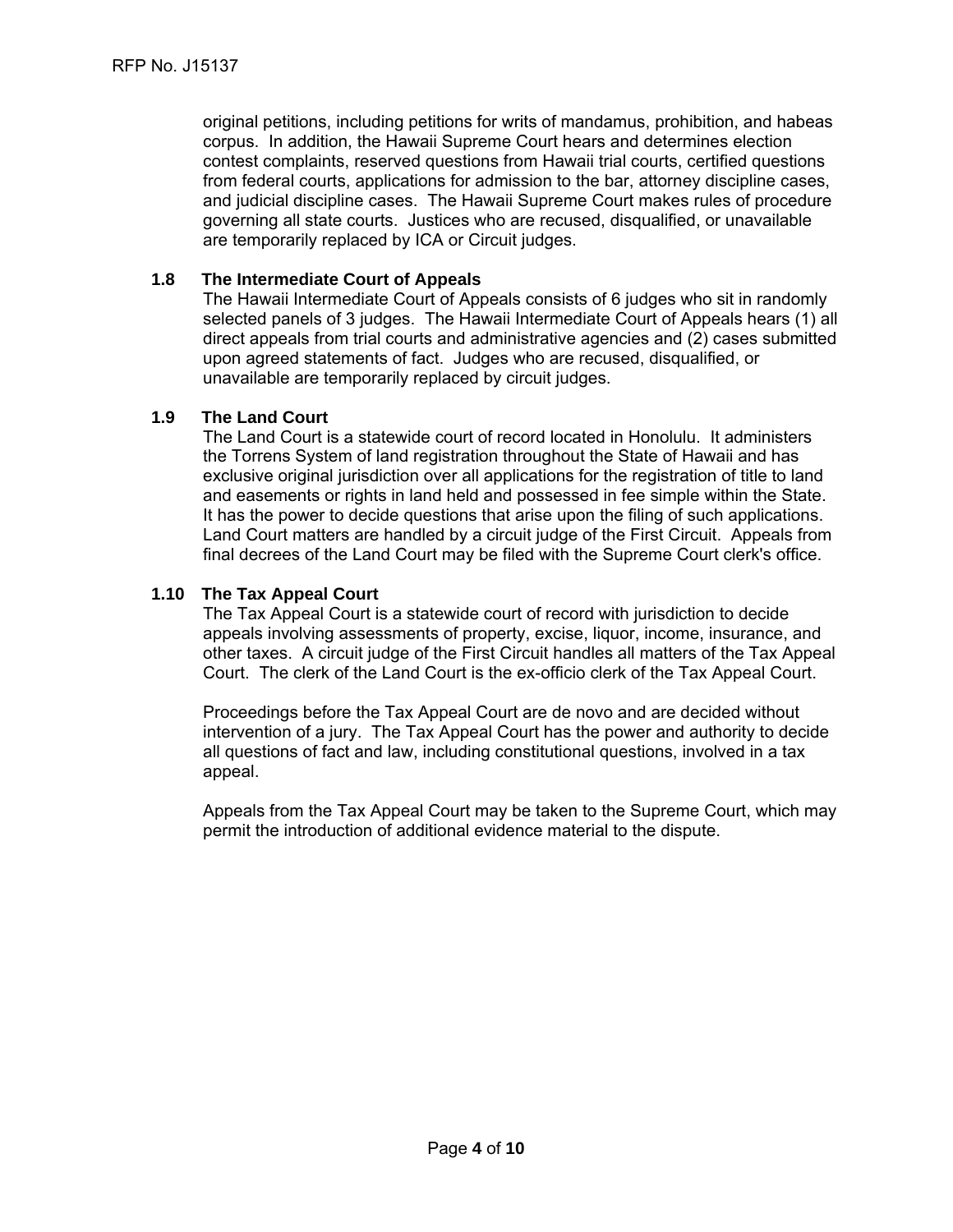original petitions, including petitions for writs of mandamus, prohibition, and habeas corpus. In addition, the Hawaii Supreme Court hears and determines election contest complaints, reserved questions from Hawaii trial courts, certified questions from federal courts, applications for admission to the bar, attorney discipline cases, and judicial discipline cases. The Hawaii Supreme Court makes rules of procedure governing all state courts. Justices who are recused, disqualified, or unavailable are temporarily replaced by ICA or Circuit judges.

### 1.8 The Intermediate Court of Appeals

The Hawaii Intermediate Court of Appeals consists of 6 judges who sit in randomly selected panels of 3 judges. The Hawaii Intermediate Court of Appeals hears (1) all direct appeals from trial courts and administrative agencies and (2) cases submitted upon agreed statements of fact. Judges who are recused, disqualified, or unavailable are temporarily replaced by circuit judges.

### 1.9 The Land Court

The Land Court is a statewide court of record located in Honolulu. It administers the Torrens System of land registration throughout the State of Hawaii and has exclusive original jurisdiction over all applications for the registration of title to land and easements or rights in land held and possessed in fee simple within the State. It has the power to decide questions that arise upon the filing of such applications. Land Court matters are handled by a circuit judge of the First Circuit. Appeals from final decrees of the Land Court may be filed with the Supreme Court clerk's office.

### 1.10 The Tax Appeal Court

The Tax Appeal Court is a statewide court of record with jurisdiction to decide appeals involving assessments of property, excise, liquor, income, insurance, and other taxes. A circuit judge of the First Circuit handles all matters of the Tax Appeal Court. The clerk of the Land Court is the ex-officio clerk of the Tax Appeal Court.

Proceedings before the Tax Appeal Court are de novo and are decided without intervention of a jury. The Tax Appeal Court has the power and authority to decide all questions of fact and law, including constitutional questions, involved in a tax appeal.

Appeals from the Tax Appeal Court may be taken to the Supreme Court, which may permit the introduction of additional evidence material to the dispute.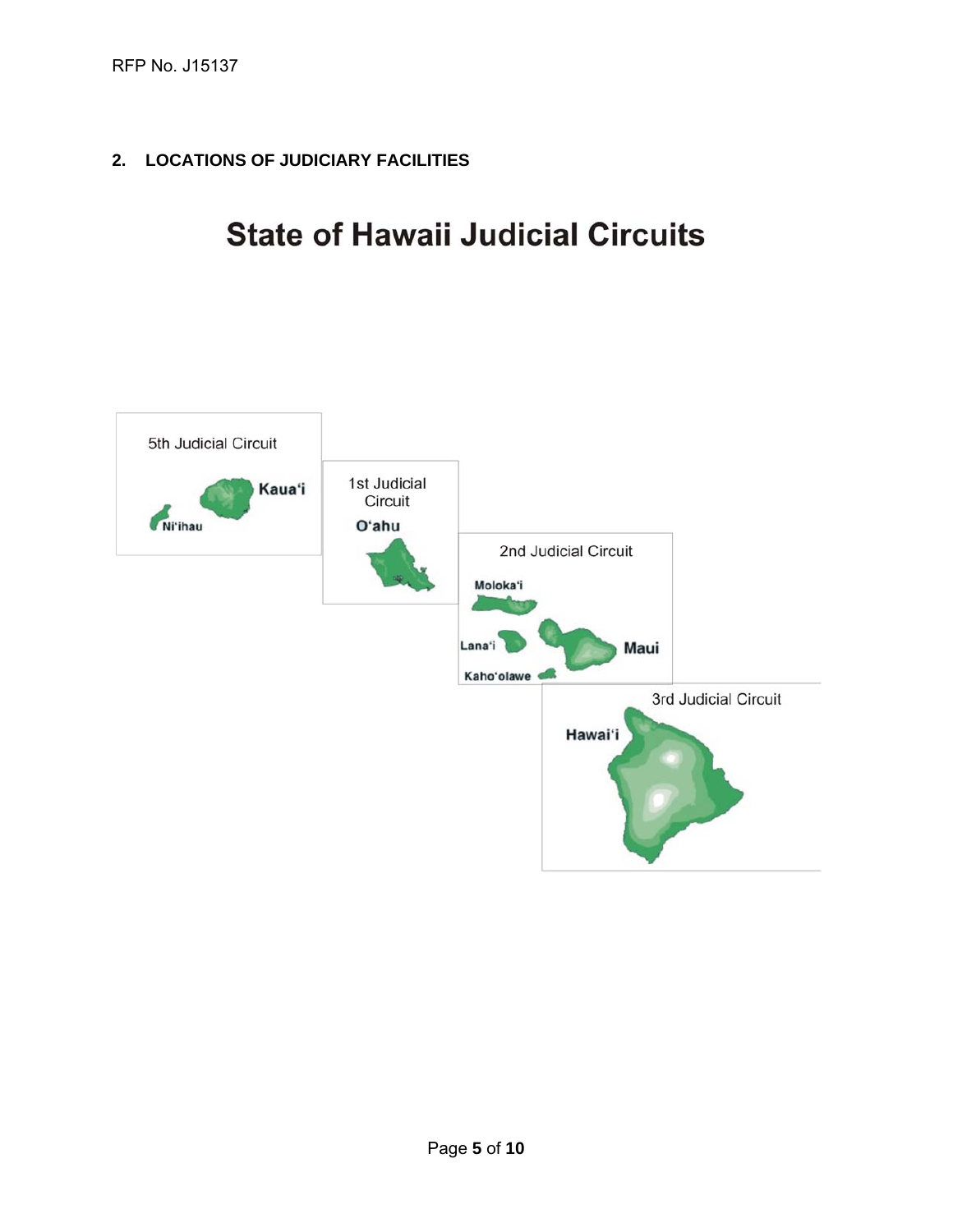## 2. LOCATIONS OF JUDICIARY FACILITIES

# State of Hawaii Judicial Circuits

5th Judicial Circuit

Kaua'i

Ni'ihau

1st Judicial Circuit

O'ahu

2nd Judicial Circuit

Moloka'i

Lana'i

Maui

Kaho'olawe

3rd Judicial Circuit

Hawai'i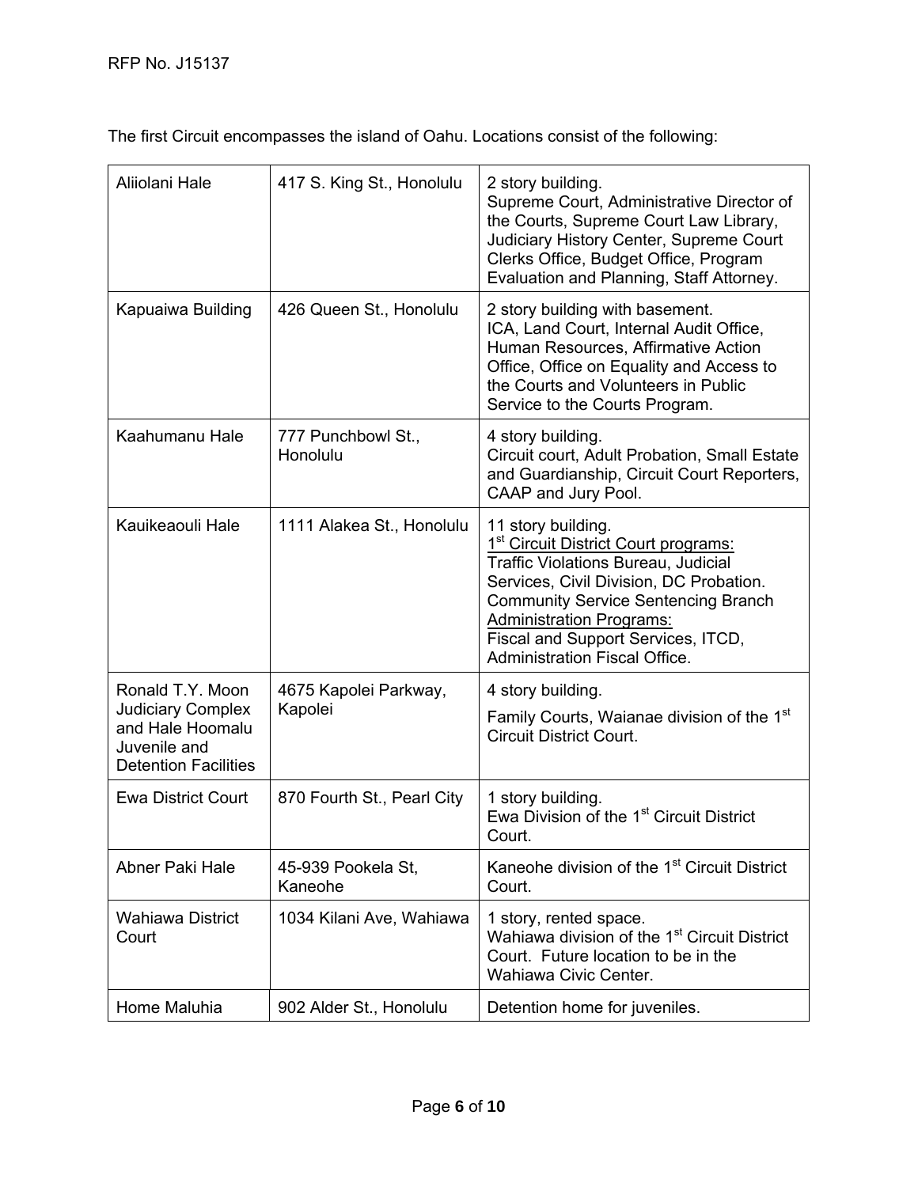The first Circuit encompasses the island of Oahu. Locations consist of the following:

| Location | Address | Description |
|---|---|---|
| Aliiolani Hale | 417 S. King St., Honolulu | 2 story building.<br>Supreme Court, Administrative Director of the Courts, Supreme Court Law Library, Judiciary History Center, Supreme Court Clerks Office, Budget Office, Program Evaluation and Planning, Staff Attorney. |
| Kapuaiwa Building | 426 Queen St., Honolulu | 2 story building with basement.<br>ICA, Land Court, Internal Audit Office, Human Resources, Affirmative Action Office, Office on Equality and Access to the Courts and Volunteers in Public Service to the Courts Program. |
| Kaahumanu Hale | 777 Punchbowl St., Honolulu | 4 story building.<br>Circuit court, Adult Probation, Small Estate and Guardianship, Circuit Court Reporters, CAAP and Jury Pool. |
| Kauikeaouli Hale | 1111 Alakea St., Honolulu | 11 story building.<br><u>1st Circuit District Court programs:</u><br>Traffic Violations Bureau, Judicial Services, Civil Division, DC Probation. Community Service Sentencing Branch<br><u>Administration Programs:</u><br>Fiscal and Support Services, ITCD, Administration Fiscal Office. |
| Ronald T.Y. Moon Judiciary Complex and Hale Hoomalu Juvenile and Detention Facilities | 4675 Kapolei Parkway, Kapolei | 4 story building.<br>Family Courts, Waianae division of the 1st Circuit District Court. |
| Ewa District Court | 870 Fourth St., Pearl City | 1 story building.<br>Ewa Division of the 1st Circuit District Court. |
| Abner Paki Hale | 45-939 Pookela St, Kaneohe | Kaneohe division of the 1st Circuit District Court. |
| Wahiawa District Court | 1034 Kilani Ave, Wahiawa | 1 story, rented space.<br>Wahiawa division of the 1st Circuit District Court. Future location to be in the Wahiawa Civic Center. |
| Home Maluhia | 902 Alder St., Honolulu | Detention home for juveniles. |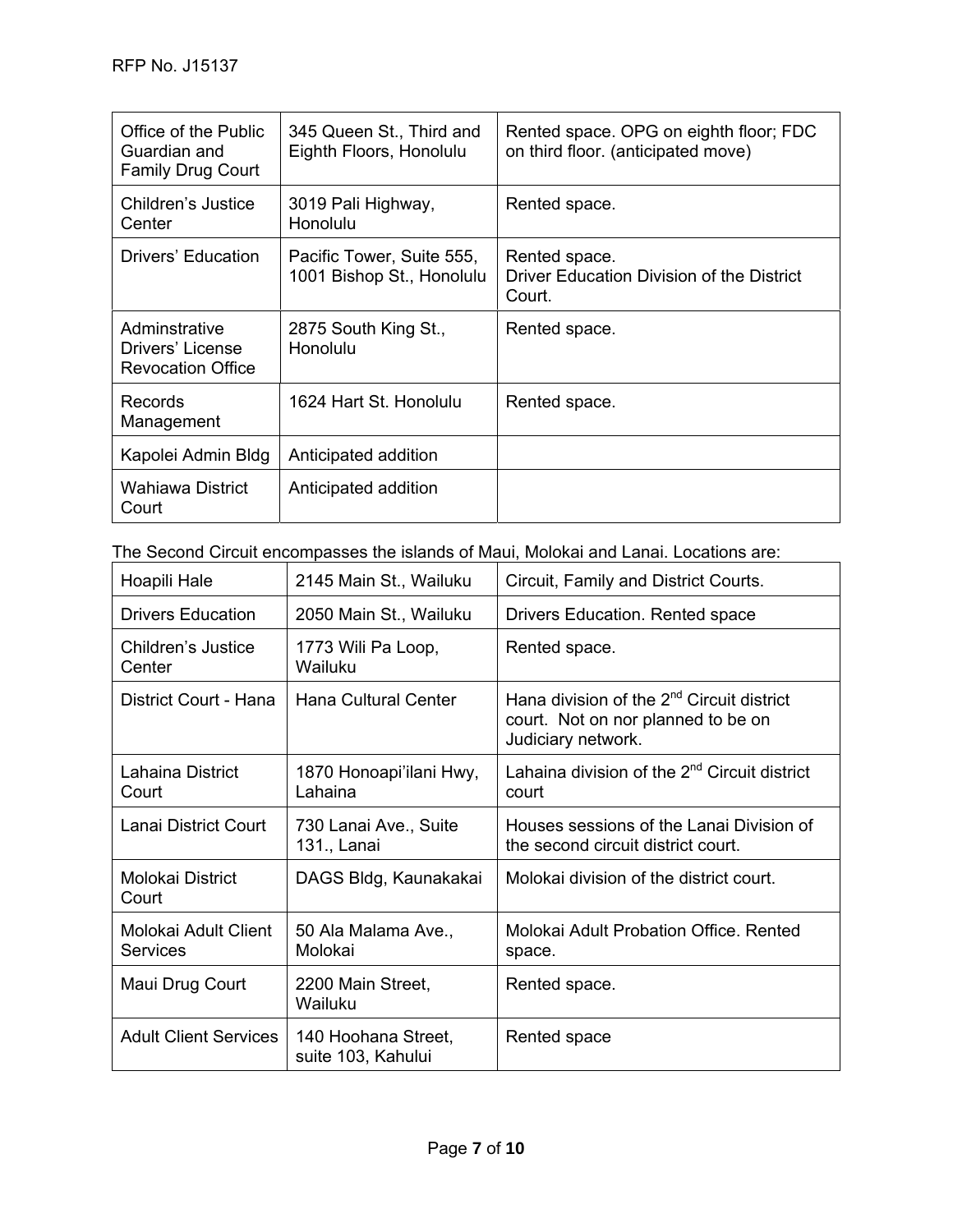| Office of the Public Guardian and Family Drug Court | 345 Queen St., Third and Eighth Floors, Honolulu | Rented space. OPG on eighth floor; FDC on third floor. (anticipated move) |
|---|---|---|
| Children's Justice Center | 3019 Pali Highway, Honolulu | Rented space. |
| Drivers' Education | Pacific Tower, Suite 555, 1001 Bishop St., Honolulu | Rented space.<br>Driver Education Division of the District Court. |
| Adminstrative Drivers' License Revocation Office | 2875 South King St., Honolulu | Rented space. |
| Records Management | 1624 Hart St. Honolulu | Rented space. |
| Kapolei Admin Bldg | Anticipated addition | |
| Wahiawa District Court | Anticipated addition | |

The Second Circuit encompasses the islands of Maui, Molokai and Lanai. Locations are:

| Hoapili Hale | 2145 Main St., Wailuku | Circuit, Family and District Courts. |
|---|---|---|
| Drivers Education | 2050 Main St., Wailuku | Drivers Education. Rented space |
| Children's Justice Center | 1773 Wili Pa Loop, Wailuku | Rented space. |
| District Court - Hana | Hana Cultural Center | Hana division of the 2nd Circuit district court. Not on nor planned to be on Judiciary network. |
| Lahaina District Court | 1870 Honoapi'ilani Hwy, Lahaina | Lahaina division of the 2nd Circuit district court |
| Lanai District Court | 730 Lanai Ave., Suite 131., Lanai | Houses sessions of the Lanai Division of the second circuit district court. |
| Molokai District Court | DAGS Bldg, Kaunakakai | Molokai division of the district court. |
| Molokai Adult Client Services | 50 Ala Malama Ave., Molokai | Molokai Adult Probation Office. Rented space. |
| Maui Drug Court | 2200 Main Street, Wailuku | Rented space. |
| Adult Client Services | 140 Hoohana Street, suite 103, Kahului | Rented space |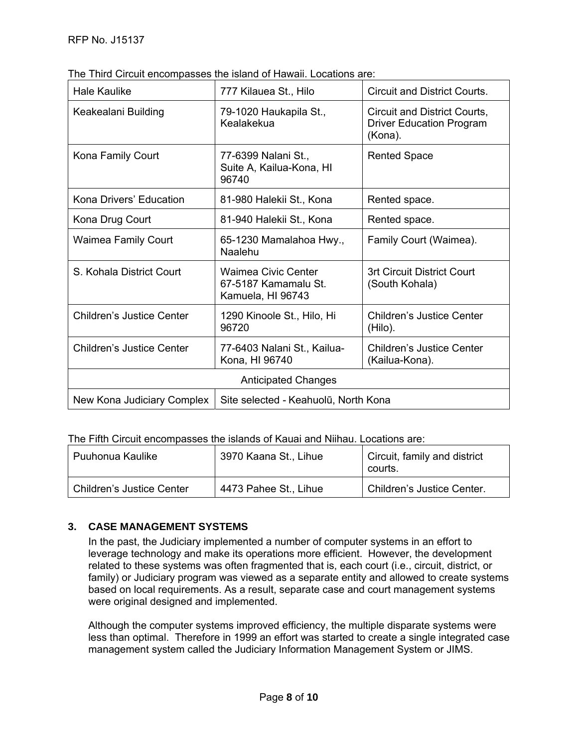The Third Circuit encompasses the island of Hawaii. Locations are:

| | | |
|---|---|---|
| Hale Kaulike | 777 Kilauea St., Hilo | Circuit and District Courts. |
| Keakealani Building | 79-1020 Haukapila St., Kealakekua | Circuit and District Courts, Driver Education Program (Kona). |
| Kona Family Court | 77-6399 Nalani St., Suite A, Kailua-Kona, HI 96740 | Rented Space |
| Kona Drivers' Education | 81-980 Halekii St., Kona | Rented space. |
| Kona Drug Court | 81-940 Halekii St., Kona | Rented space. |
| Waimea Family Court | 65-1230 Mamalahoa Hwy., Naalehu | Family Court (Waimea). |
| S. Kohala District Court | Waimea Civic Center 67-5187 Kamamalu St. Kamuela, HI 96743 | 3rt Circuit District Court (South Kohala) |
| Children's Justice Center | 1290 Kinoole St., Hilo, Hi 96720 | Children's Justice Center (Hilo). |
| Children's Justice Center | 77-6403 Nalani St., Kailua-Kona, HI 96740 | Children's Justice Center (Kailua-Kona). |
| Anticipated Changes | | |
| New Kona Judiciary Complex | Site selected - Keahuolū, North Kona | |

The Fifth Circuit encompasses the islands of Kauai and Niihau. Locations are:

| | | |
|---|---|---|
| Puuhonua Kaulike | 3970 Kaana St., Lihue | Circuit, family and district courts. |
| Children's Justice Center | 4473 Pahee St., Lihue | Children's Justice Center. |

### 3. CASE MANAGEMENT SYSTEMS

In the past, the Judiciary implemented a number of computer systems in an effort to leverage technology and make its operations more efficient. However, the development related to these systems was often fragmented that is, each court (i.e., circuit, district, or family) or Judiciary program was viewed as a separate entity and allowed to create systems based on local requirements. As a result, separate case and court management systems were original designed and implemented.

Although the computer systems improved efficiency, the multiple disparate systems were less than optimal. Therefore in 1999 an effort was started to create a single integrated case management system called the Judiciary Information Management System or JIMS.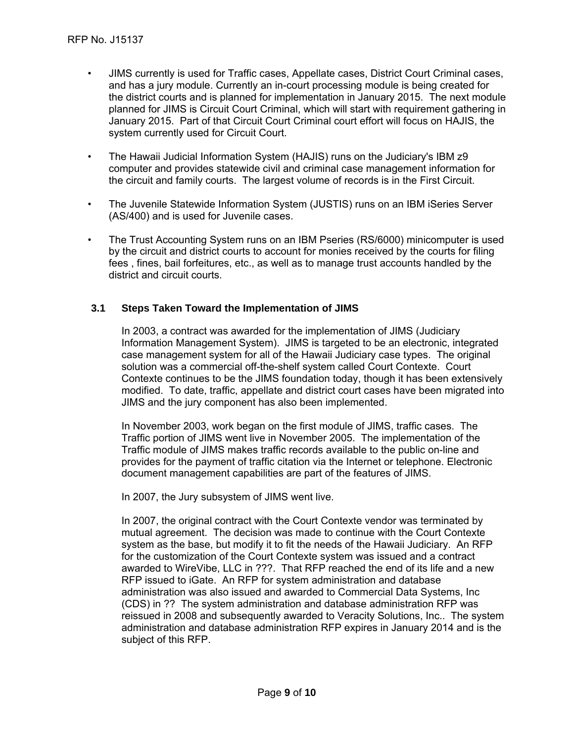- JIMS currently is used for Traffic cases, Appellate cases, District Court Criminal cases, and has a jury module. Currently an in-court processing module is being created for the district courts and is planned for implementation in January 2015. The next module planned for JIMS is Circuit Court Criminal, which will start with requirement gathering in January 2015. Part of that Circuit Court Criminal court effort will focus on HAJIS, the system currently used for Circuit Court.

- The Hawaii Judicial Information System (HAJIS) runs on the Judiciary's IBM z9 computer and provides statewide civil and criminal case management information for the circuit and family courts. The largest volume of records is in the First Circuit.

- The Juvenile Statewide Information System (JUSTIS) runs on an IBM iSeries Server (AS/400) and is used for Juvenile cases.

- The Trust Accounting System runs on an IBM Pseries (RS/6000) minicomputer is used by the circuit and district courts to account for monies received by the courts for filing fees , fines, bail forfeitures, etc., as well as to manage trust accounts handled by the district and circuit courts.

### 3.1 Steps Taken Toward the Implementation of JIMS

In 2003, a contract was awarded for the implementation of JIMS (Judiciary Information Management System). JIMS is targeted to be an electronic, integrated case management system for all of the Hawaii Judiciary case types. The original solution was a commercial off-the-shelf system called Court Contexte. Court Contexte continues to be the JIMS foundation today, though it has been extensively modified. To date, traffic, appellate and district court cases have been migrated into JIMS and the jury component has also been implemented.

In November 2003, work began on the first module of JIMS, traffic cases. The Traffic portion of JIMS went live in November 2005. The implementation of the Traffic module of JIMS makes traffic records available to the public on-line and provides for the payment of traffic citation via the Internet or telephone. Electronic document management capabilities are part of the features of JIMS.

In 2007, the Jury subsystem of JIMS went live.

In 2007, the original contract with the Court Contexte vendor was terminated by mutual agreement. The decision was made to continue with the Court Contexte system as the base, but modify it to fit the needs of the Hawaii Judiciary. An RFP for the customization of the Court Contexte system was issued and a contract awarded to WireVibe, LLC in ???. That RFP reached the end of its life and a new RFP issued to iGate. An RFP for system administration and database administration was also issued and awarded to Commercial Data Systems, Inc (CDS) in ?? The system administration and database administration RFP was reissued in 2008 and subsequently awarded to Veracity Solutions, Inc.. The system administration and database administration RFP expires in January 2014 and is the subject of this RFP.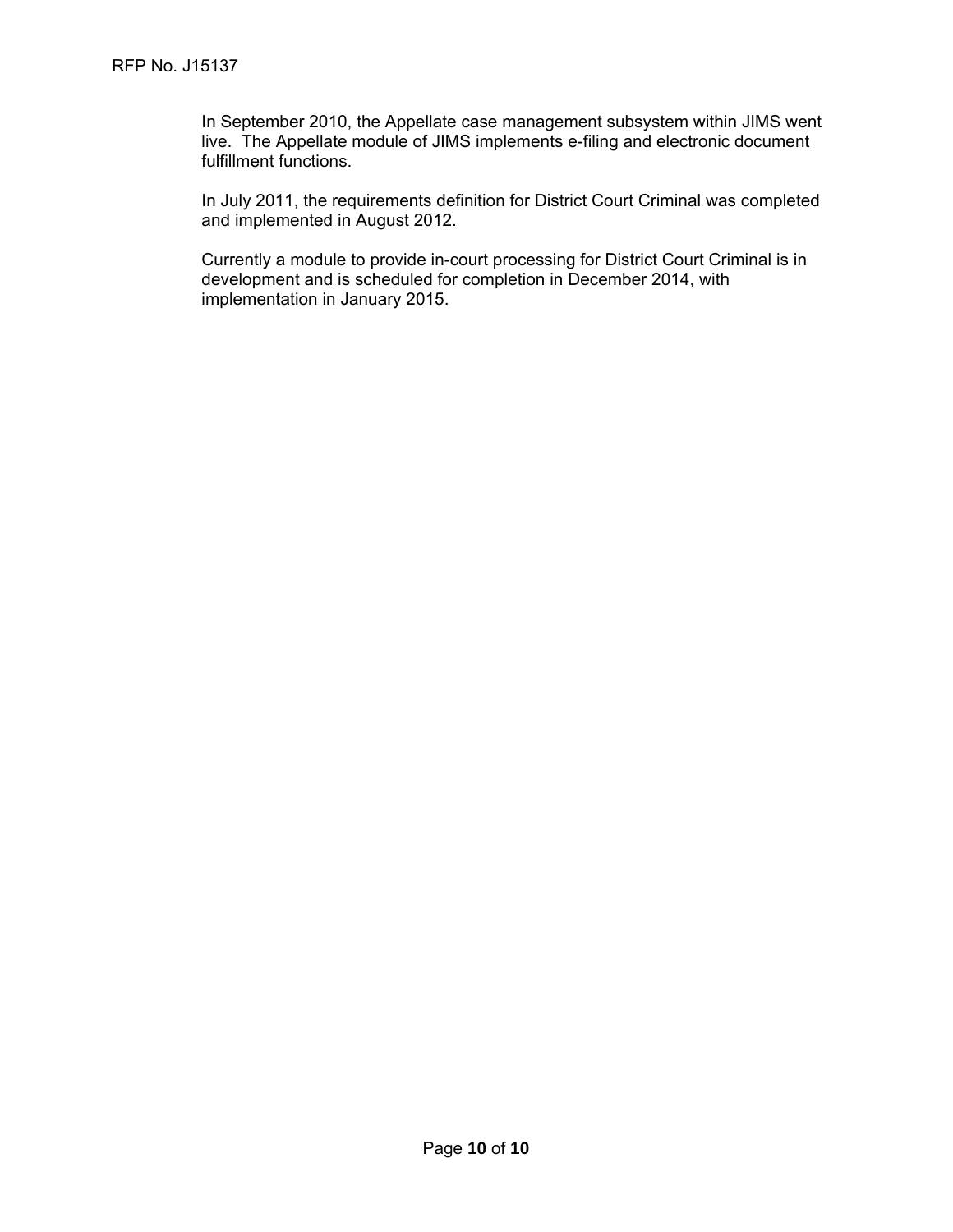In September 2010, the Appellate case management subsystem within JIMS went live. The Appellate module of JIMS implements e-filing and electronic document fulfillment functions.

In July 2011, the requirements definition for District Court Criminal was completed and implemented in August 2012.

Currently a module to provide in-court processing for District Court Criminal is in development and is scheduled for completion in December 2014, with implementation in January 2015.